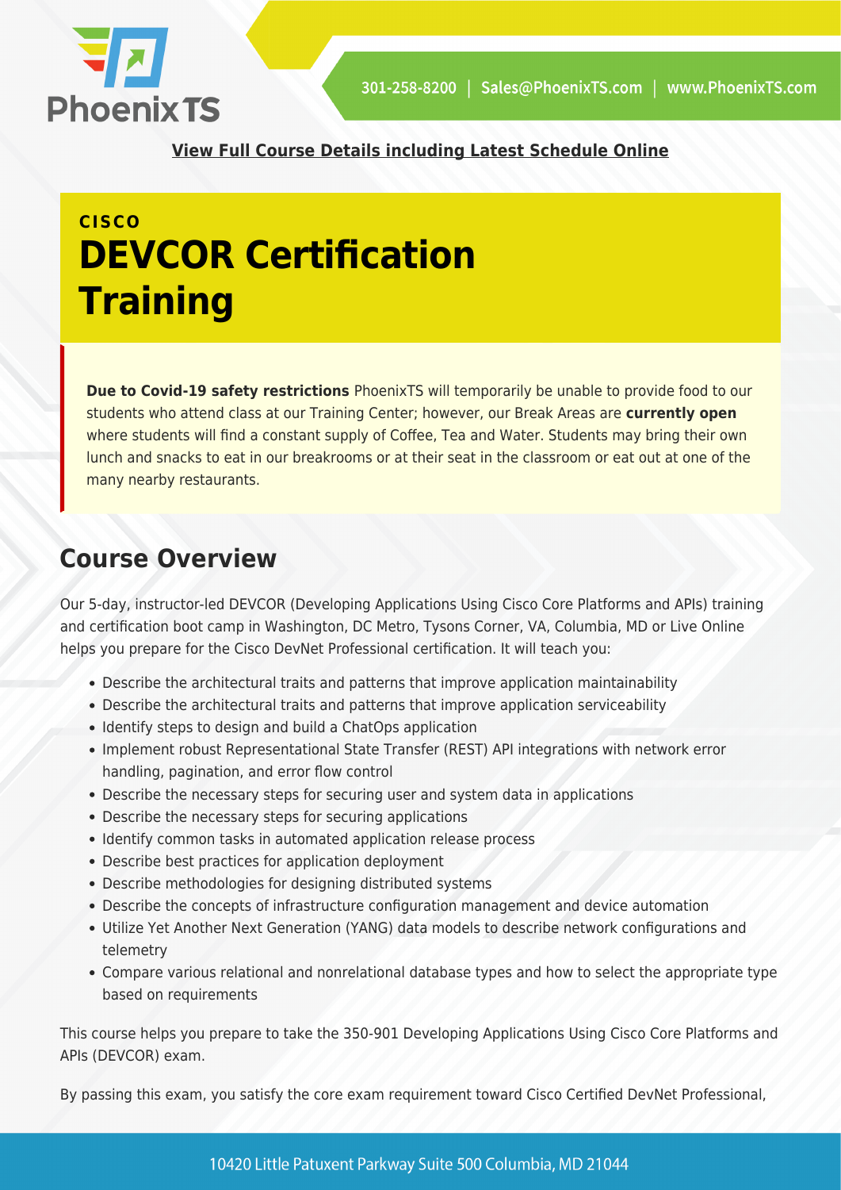**View Full Course Details including Latest Schedule Online**

CISCO

# DEVCOR Certification Training

**Due to Covid-19 safety restrictions** PhoenixTS will temporarily be unable to provide food to our students who attend class at our Training Center; however, our Break Areas are **currently open** where students will find a constant supply of Coffee, Tea and Water. Students may bring their own lunch and snacks to eat in our breakrooms or at their seat in the classroom or eat out at one of the many nearby restaurants.

## Course Overview

Our 5-day, instructor-led DEVCOR (Developing Applications Using Cisco Core Platforms and APIs) training and certification boot camp in Washington, DC Metro, Tysons Corner, VA, Columbia, MD or Live Online helps you prepare for the Cisco DevNet Professional certification. It will teach you:

- Describe the architectural traits and patterns that improve application maintainability
- Describe the architectural traits and patterns that improve application serviceability
- Identify steps to design and build a ChatOps application
- Implement robust Representational State Transfer (REST) API integrations with network error handling, pagination, and error flow control
- Describe the necessary steps for securing user and system data in applications
- Describe the necessary steps for securing applications
- Identify common tasks in automated application release process
- Describe best practices for application deployment
- Describe methodologies for designing distributed systems
- Describe the concepts of infrastructure configuration management and device automation
- Utilize Yet Another Next Generation (YANG) data models to describe network configurations and telemetry
- Compare various relational and nonrelational database types and how to select the appropriate type based on requirements

This course helps you prepare to take the 350-901 Developing Applications Using Cisco Core Platforms and APIs (DEVCOR) exam.

By passing this exam, you satisfy the core exam requirement toward Cisco Certified DevNet Professional,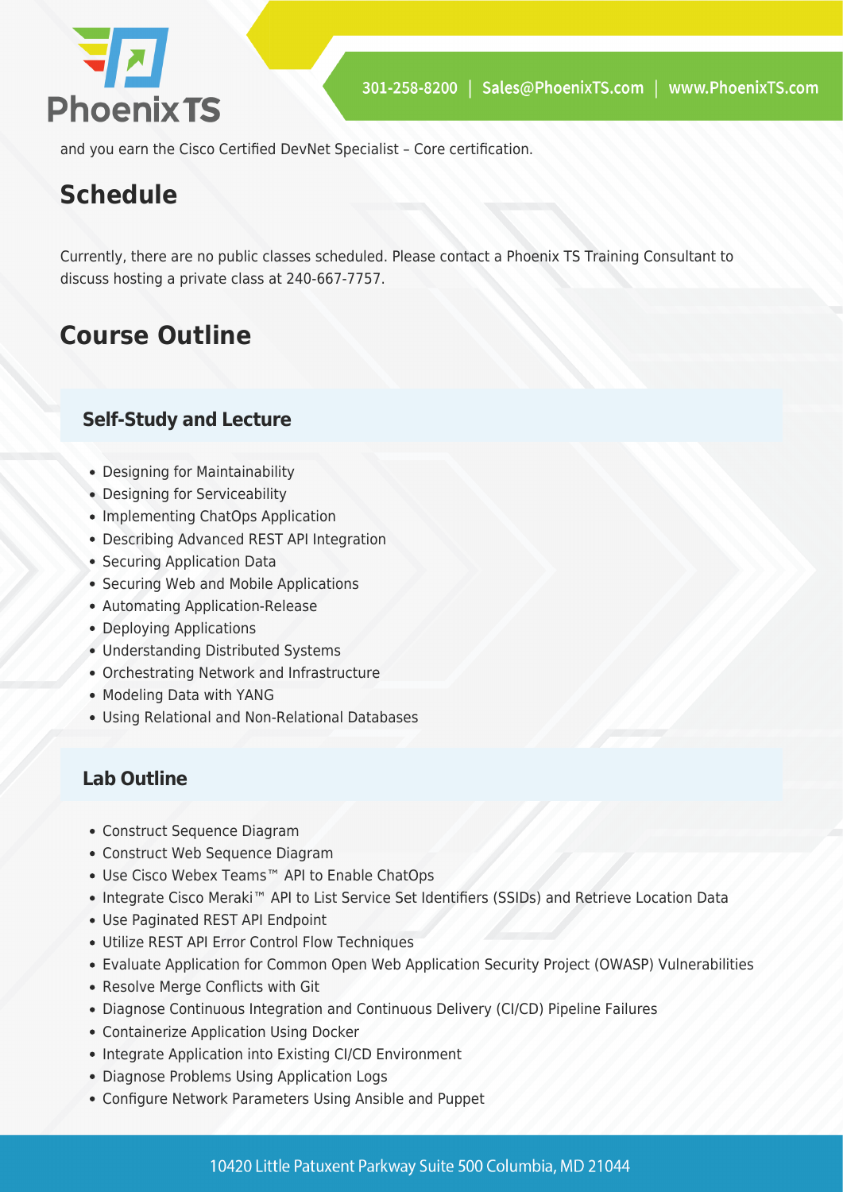and you earn the Cisco Certified DevNet Specialist – Core certification.

## Schedule

Currently, there are no public classes scheduled. Please contact a Phoenix TS Training Consultant to discuss hosting a private class at 240-667-7757.

## Course Outline

### Self-Study and Lecture

- Designing for Maintainability
- Designing for Serviceability
- Implementing ChatOps Application
- Describing Advanced REST API Integration
- Securing Application Data
- Securing Web and Mobile Applications
- Automating Application-Release
- Deploying Applications
- Understanding Distributed Systems
- Orchestrating Network and Infrastructure
- Modeling Data with YANG
- Using Relational and Non-Relational Databases

### Lab Outline

- Construct Sequence Diagram
- Construct Web Sequence Diagram
- Use Cisco Webex Teams™ API to Enable ChatOps
- Integrate Cisco Meraki™ API to List Service Set Identifiers (SSIDs) and Retrieve Location Data
- Use Paginated REST API Endpoint
- Utilize REST API Error Control Flow Techniques
- Evaluate Application for Common Open Web Application Security Project (OWASP) Vulnerabilities
- Resolve Merge Conflicts with Git
- Diagnose Continuous Integration and Continuous Delivery (CI/CD) Pipeline Failures
- Containerize Application Using Docker
- Integrate Application into Existing CI/CD Environment
- Diagnose Problems Using Application Logs
- Configure Network Parameters Using Ansible and Puppet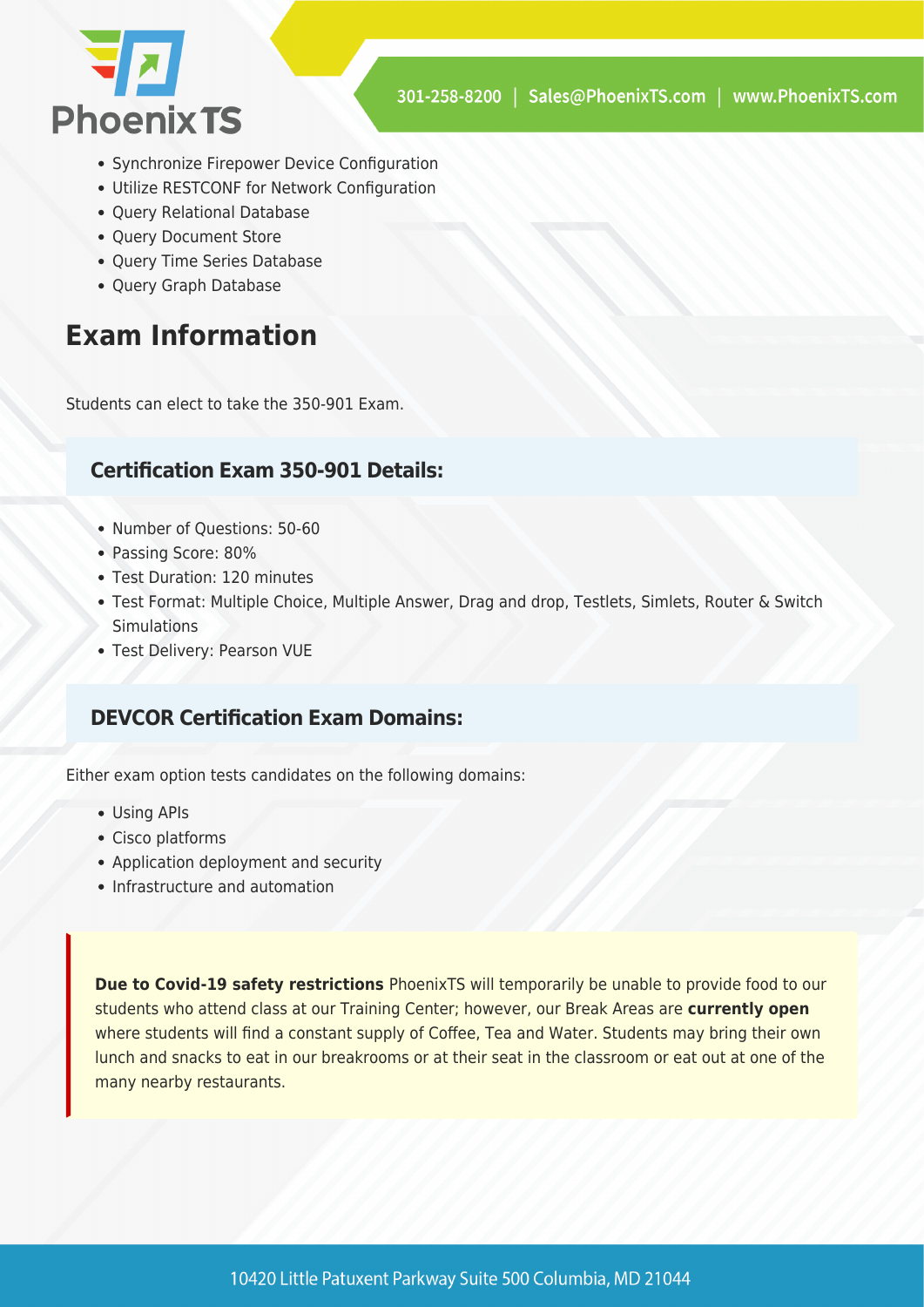- Synchronize Firepower Device Configuration
- Utilize RESTCONF for Network Configuration
- Query Relational Database
- Query Document Store
- Query Time Series Database
- Query Graph Database

## Exam Information

Students can elect to take the 350-901 Exam.

### Certification Exam 350-901 Details:

- Number of Questions: 50-60
- Passing Score: 80%
- Test Duration: 120 minutes
- Test Format: Multiple Choice, Multiple Answer, Drag and drop, Testlets, Simlets, Router & Switch Simulations
- Test Delivery: Pearson VUE

### DEVCOR Certification Exam Domains:

Either exam option tests candidates on the following domains:

- Using APIs
- Cisco platforms
- Application deployment and security
- Infrastructure and automation

**Due to Covid-19 safety restrictions** PhoenixTS will temporarily be unable to provide food to our students who attend class at our Training Center; however, our Break Areas are **currently open** where students will find a constant supply of Coffee, Tea and Water. Students may bring their own lunch and snacks to eat in our breakrooms or at their seat in the classroom or eat out at one of the many nearby restaurants.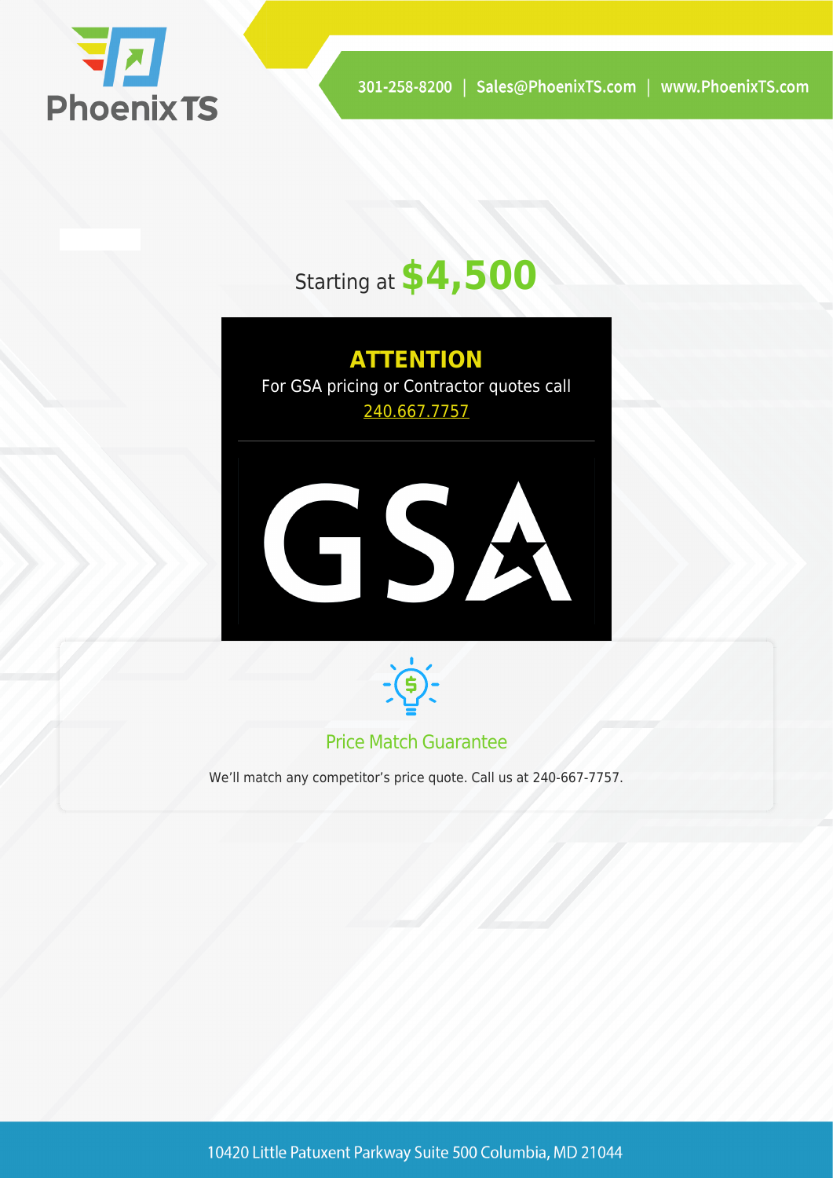Starting at **$4,500**

**ATTENTION**

For GSA pricing or Contractor quotes call 240.667.7757

GSA

## Price Match Guarantee

We'll match any competitor's price quote. Call us at 240-667-7757.